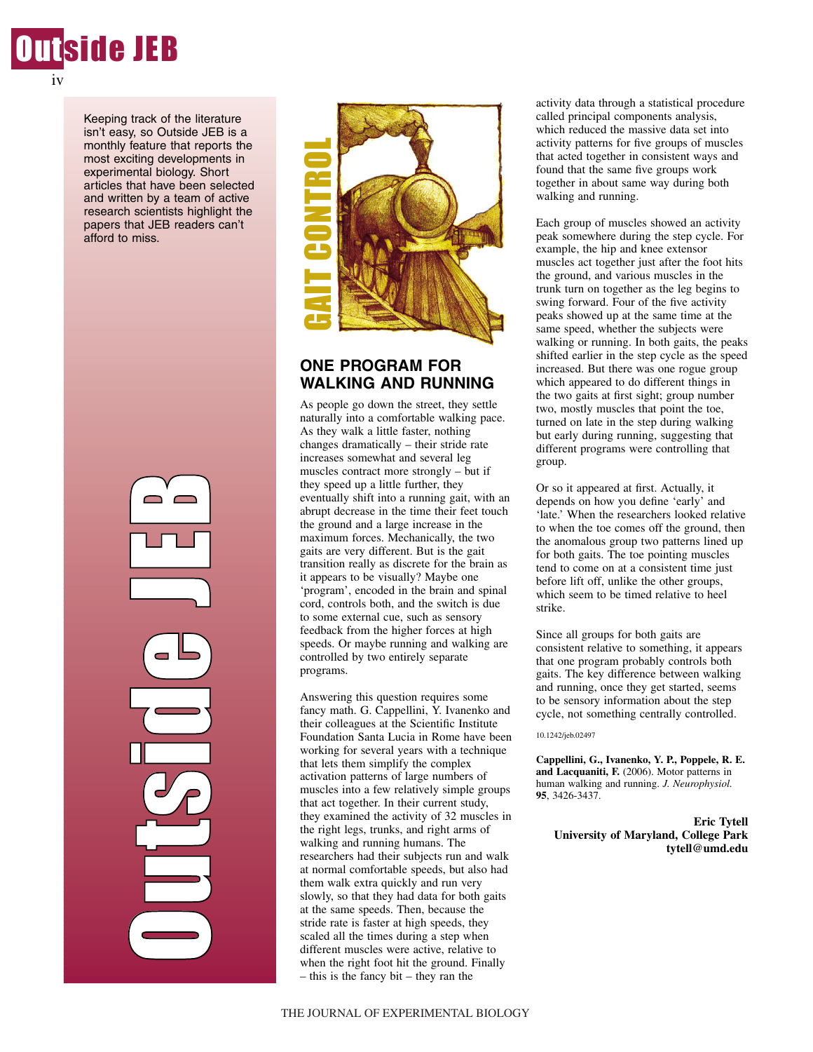Keeping track of the literature isn't easy, so Outside JEB is a monthly feature that reports the most exciting developments in experimental biology. Short articles that have been selected and written by a team of active research scientists highlight the papers that JEB readers can't afford to miss.

GAIT CONTROL

## ONE PROGRAM FOR WALKING AND RUNNING

As people go down the street, they settle naturally into a comfortable walking pace. As they walk a little faster, nothing changes dramatically – their stride rate increases somewhat and several leg muscles contract more strongly – but if they speed up a little further, they eventually shift into a running gait, with an abrupt decrease in the time their feet touch the ground and a large increase in the maximum forces. Mechanically, the two gaits are very different. But is the gait transition really as discrete for the brain as it appears to be visually? Maybe one 'program', encoded in the brain and spinal cord, controls both, and the switch is due to some external cue, such as sensory feedback from the higher forces at high speeds. Or maybe running and walking are controlled by two entirely separate programs.

Answering this question requires some fancy math. G. Cappellini, Y. Ivanenko and their colleagues at the Scientific Institute Foundation Santa Lucia in Rome have been working for several years with a technique that lets them simplify the complex activation patterns of large numbers of muscles into a few relatively simple groups that act together. In their current study, they examined the activity of 32 muscles in the right legs, trunks, and right arms of walking and running humans. The researchers had their subjects run and walk at normal comfortable speeds, but also had them walk extra quickly and run very slowly, so that they had data for both gaits at the same speeds. Then, because the stride rate is faster at high speeds, they scaled all the times during a step when different muscles were active, relative to when the right foot hit the ground. Finally – this is the fancy bit – they ran the activity data through a statistical procedure called principal components analysis, which reduced the massive data set into activity patterns for five groups of muscles that acted together in consistent ways and found that the same five groups work together in about same way during both walking and running.

Each group of muscles showed an activity peak somewhere during the step cycle. For example, the hip and knee extensor muscles act together just after the foot hits the ground, and various muscles in the trunk turn on together as the leg begins to swing forward. Four of the five activity peaks showed up at the same time at the same speed, whether the subjects were walking or running. In both gaits, the peaks shifted earlier in the step cycle as the speed increased. But there was one rogue group which appeared to do different things in the two gaits at first sight; group number two, mostly muscles that point the toe, turned on late in the step during walking but early during running, suggesting that different programs were controlling that group.

Or so it appeared at first. Actually, it depends on how you define 'early' and 'late.' When the researchers looked relative to when the toe comes off the ground, then the anomalous group two patterns lined up for both gaits. The toe pointing muscles tend to come on at a consistent time just before lift off, unlike the other groups, which seem to be timed relative to heel strike.

Since all groups for both gaits are consistent relative to something, it appears that one program probably controls both gaits. The key difference between walking and running, once they get started, seems to be sensory information about the step cycle, not something centrally controlled.

10.1242/jeb.02497

**Cappellini, G., Ivanenko, Y. P., Poppele, R. E. and Lacquaniti, F.** (2006). Motor patterns in human walking and running. *J. Neurophysiol.* **95**, 3426-3437.

**Eric Tytell**
**University of Maryland, College Park**
**tytell@umd.edu**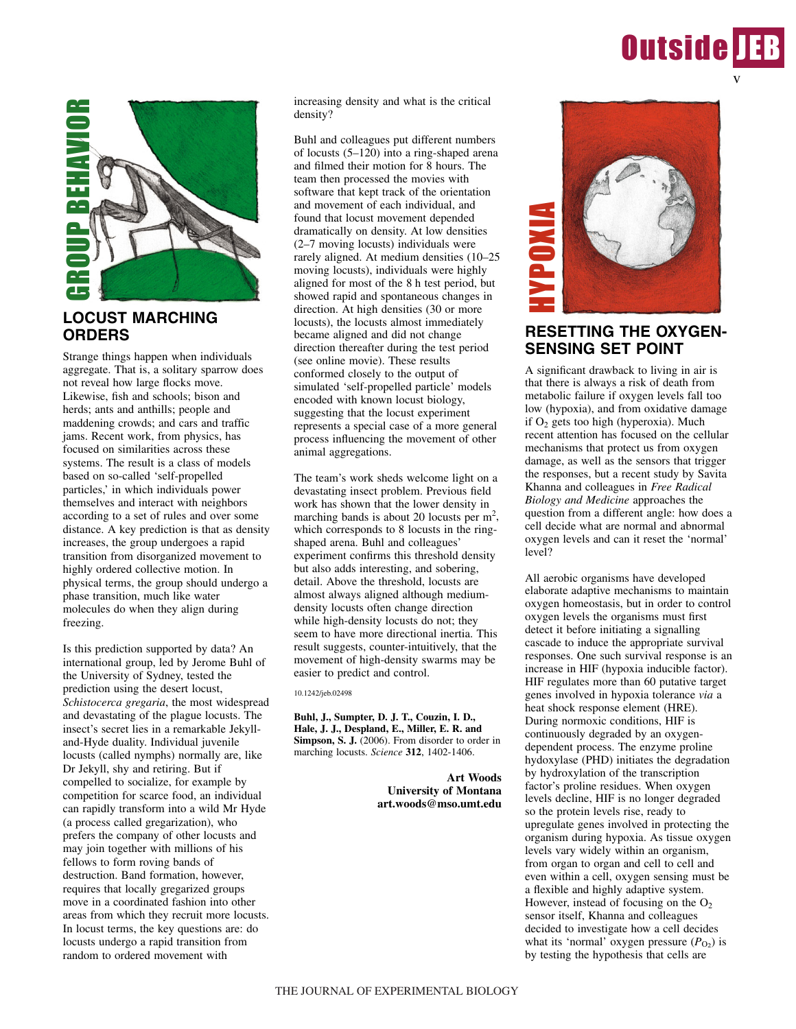GROUP BEHAVIOR

## LOCUST MARCHING ORDERS

Strange things happen when individuals aggregate. That is, a solitary sparrow does not reveal how large flocks move. Likewise, fish and schools; bison and herds; ants and anthills; people and maddening crowds; and cars and traffic jams. Recent work, from physics, has focused on similarities across these systems. The result is a class of models based on so-called 'self-propelled particles,' in which individuals power themselves and interact with neighbors according to a set of rules and over some distance. A key prediction is that as density increases, the group undergoes a rapid transition from disorganized movement to highly ordered collective motion. In physical terms, the group should undergo a phase transition, much like water molecules do when they align during freezing.

Is this prediction supported by data? An international group, led by Jerome Buhl of the University of Sydney, tested the prediction using the desert locust, *Schistocerca gregaria*, the most widespread and devastating of the plague locusts. The insect's secret lies in a remarkable Jekyll-and-Hyde duality. Individual juvenile locusts (called nymphs) normally are, like Dr Jekyll, shy and retiring. But if compelled to socialize, for example by competition for scarce food, an individual can rapidly transform into a wild Mr Hyde (a process called gregarization), who prefers the company of other locusts and may join together with millions of his fellows to form roving bands of destruction. Band formation, however, requires that locally gregarized groups move in a coordinated fashion into other areas from which they recruit more locusts. In locust terms, the key questions are: do locusts undergo a rapid transition from random to ordered movement with increasing density and what is the critical density?

Buhl and colleagues put different numbers of locusts (5–120) into a ring-shaped arena and filmed their motion for 8 hours. The team then processed the movies with software that kept track of the orientation and movement of each individual, and found that locust movement depended dramatically on density. At low densities (2–7 moving locusts) individuals were rarely aligned. At medium densities (10–25 moving locusts), individuals were highly aligned for most of the 8 h test period, but showed rapid and spontaneous changes in direction. At high densities (30 or more locusts), the locusts almost immediately became aligned and did not change direction thereafter during the test period (see online movie). These results conformed closely to the output of simulated 'self-propelled particle' models encoded with known locust biology, suggesting that the locust experiment represents a special case of a more general process influencing the movement of other animal aggregations.

The team's work sheds welcome light on a devastating insect problem. Previous field work has shown that the lower density in marching bands is about 20 locusts per $m^2$, which corresponds to 8 locusts in the ring-shaped arena. Buhl and colleagues' experiment confirms this threshold density but also adds interesting, and sobering, detail. Above the threshold, locusts are almost always aligned although medium-density locusts often change direction while high-density locusts do not; they seem to have more directional inertia. This result suggests, counter-intuitively, that the movement of high-density swarms may be easier to predict and control.

10.1242/jeb.02498

**Buhl, J., Sumpter, D. J. T., Couzin, I. D., Hale, J. J., Despland, E., Miller, E. R. and Simpson, S. J.** (2006). From disorder to order in marching locusts. *Science* **312**, 1402-1406.

**Art Woods**
**University of Montana**
**art.woods@mso.umt.edu**

HYPOXIA

## RESETTING THE OXYGEN-SENSING SET POINT

A significant drawback to living in air is that there is always a risk of death from metabolic failure if oxygen levels fall too low (hypoxia), and from oxidative damage if $O_2$ gets too high (hyperoxia). Much recent attention has focused on the cellular mechanisms that protect us from oxygen damage, as well as the sensors that trigger the responses, but a recent study by Savita Khanna and colleagues in *Free Radical Biology and Medicine* approaches the question from a different angle: how does a cell decide what are normal and abnormal oxygen levels and can it reset the 'normal' level?

All aerobic organisms have developed elaborate adaptive mechanisms to maintain oxygen homeostasis, but in order to control oxygen levels the organisms must first detect it before initiating a signalling cascade to induce the appropriate survival responses. One such survival response is an increase in HIF (hypoxia inducible factor). HIF regulates more than 60 putative target genes involved in hypoxia tolerance *via* a heat shock response element (HRE). During normoxic conditions, HIF is continuously degraded by an oxygen-dependent process. The enzyme proline hydroxylase (PHD) initiates the degradation by hydroxylation of the transcription factor's proline residues. When oxygen levels decline, HIF is no longer degraded so the protein levels rise, ready to upregulate genes involved in protecting the organism during hypoxia. As tissue oxygen levels vary widely within an organism, from organ to organ and cell to cell and even within a cell, oxygen sensing must be a flexible and highly adaptive system. However, instead of focusing on the $O_2$ sensor itself, Khanna and colleagues decided to investigate how a cell decides what its 'normal' oxygen pressure ($P_{O_2}$) is by testing the hypothesis that cells are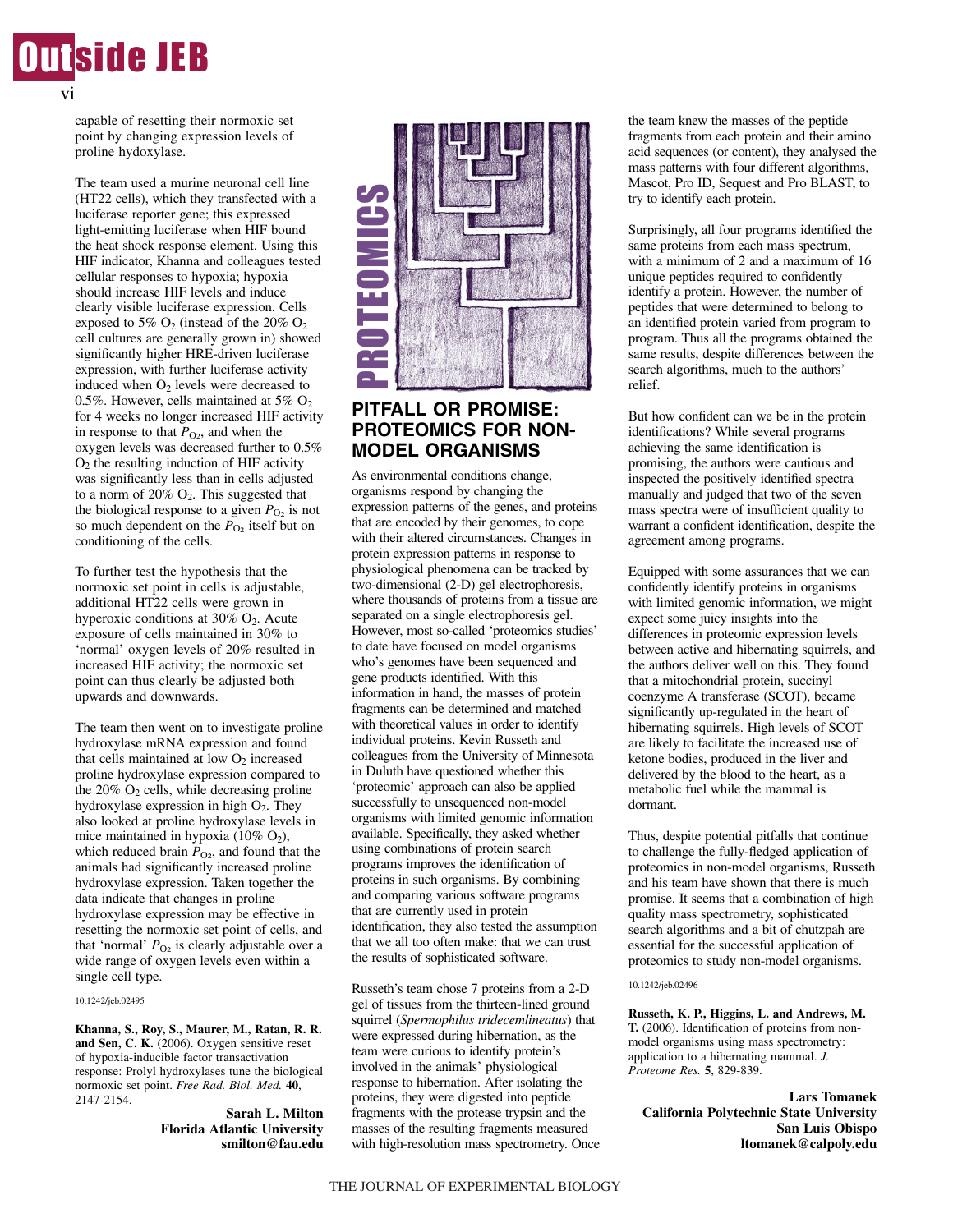capable of resetting their normoxic set point by changing expression levels of proline hydoxylase.

The team used a murine neuronal cell line (HT22 cells), which they transfected with a luciferase reporter gene; this expressed light-emitting luciferase when HIF bound the heat shock response element. Using this HIF indicator, Khanna and collegues tested cellular responses to hypoxia; hypoxia should increase HIF levels and induce clearly visible luciferase expression. Cells exposed to 5% $O_2$ (instead of the 20% $O_2$ cell cultures are generally grown in) showed significantly higher HRE-driven luciferase expression, with further luciferase activity induced when $O_2$ levels were decreased to 0.5%. However, cells maintained at 5% $O_2$ for 4 weeks no longer increased HIF activity in response to that $P_{O_2}$, and when the oxygen levels was decreased further to 0.5% $O_2$ the resulting induction of HIF activity was significantly less than in cells adjusted to a norm of 20% $O_2$. This suggested that the biological response to a given $P_{O_2}$ is not so much dependent on the $P_{O_2}$ itself but on conditioning of the cells.

To further test the hypothesis that the normoxic set point in cells is adjustable, additional HT22 cells were grown in hyperoxic conditions at 30% $O_2$. Acute exposure of cells maintained in 30% to 'normal' oxygen levels of 20% resulted in increased HIF activity; the normoxic set point can thus clearly be adjusted both upwards and downwards.

The team then went on to investigate proline hydroxylase mRNA expression and found that cells maintained at low $O_2$ increased proline hydroxylase expression compared to the 20% $O_2$ cells, while decreasing proline hydroxylase expression in high $O_2$. They also looked at proline hydroxylase levels in mice maintained in hypoxia (10% $O_2$), which reduced brain $P_{O_2}$, and found that the animals had significantly increased proline hydroxylase expression. Taken together the data indicate that changes in proline hydroxylase expression may be effective in resetting the normoxic set point of cells, and that 'normal' $P_{O_2}$ is clearly adjustable over a wide range of oxygen levels even within a single cell type.

10.1242/jeb.02495

**Khanna, S., Roy, S., Maurer, M., Ratan, R. R. and Sen, C. K.** (2006). Oxygen sensitive reset of hypoxia-inducible factor transactivation response: Prolyl hydroxylases tune the biological normoxic set point. *Free Rad. Biol. Med.* **40**, 2147-2154.

**Sarah L. Milton**
**Florida Atlantic University**
**smilton@fau.edu**

## PITFALL OR PROMISE: PROTEOMICS FOR NON-MODEL ORGANISMS

As environmental conditions change, organisms respond by changing the expression patterns of the genes, and proteins that are encoded by their genomes, to cope with their altered circumstances. Changes in protein expression patterns in response to physiological phenomena can be tracked by two-dimensional (2-D) gel electrophoresis, where thousands of proteins from a tissue are separated on a single electrophoresis gel. However, most so-called 'proteomics studies' to date have focused on model organisms who's genomes have been sequenced and gene products identified. With this information in hand, the masses of protein fragments can be determined and matched with theoretical values in order to identify individual proteins. Kevin Russeth and colleagues from the University of Minnesota in Duluth have questioned whether this 'proteomic' approach can also be applied successfully to unsequenced non-model organisms with limited genomic information available. Specifically, they asked whether using combinations of protein search programs improves the identification of proteins in such organisms. By combining and comparing various software programs that are currently used in protein identification, they also tested the assumption that we all too often make: that we can trust the results of sophisticated software.

Russeth's team chose 7 proteins from a 2-D gel of tissues from the thirteen-lined ground squirrel (*Spermophilus tridecemlineatus*) that were expressed during hibernation, as the team were curious to identify protein's involved in the animals' physiological response to hibernation. After isolating the proteins, they were digested into peptide fragments with the protease trypsin and the masses of the resulting fragments measured with high-resolution mass spectrometry. Once the team knew the masses of the peptide fragments from each protein and their amino acid sequences (or content), they analysed the mass patterns with four different algorithms, Mascot, Pro ID, Sequest and Pro BLAST, to try to identify each protein.

Surprisingly, all four programs identified the same proteins from each mass spectrum, with a minimum of 2 and a maximum of 16 unique peptides required to confidently identify a protein. However, the number of peptides that were determined to belong to an identified protein varied from program to program. Thus all the programs obtained the same results, despite differences between the search algorithms, much to the authors' relief.

But how confident can we be in the protein identifications? While several programs achieving the same identification is promising, the authors were cautious and inspected the positively identified spectra manually and judged that two of the seven mass spectra were of insufficient quality to warrant a confident identification, despite the agreement among programs.

Equipped with some assurances that we can confidently identify proteins in organisms with limited genomic information, we might expect some juicy insights into the differences in proteomic expression levels between active and hibernating squirrels, and the authors deliver well on this. They found that a mitochondrial protein, succinyl coenzyme A transferase (SCOT), became significantly up-regulated in the heart of hibernating squirrels. High levels of SCOT are likely to facilitate the increased use of ketone bodies, produced in the liver and delivered by the blood to the heart, as a metabolic fuel while the mammal is dormant.

Thus, despite potential pitfalls that continue to challenge the fully-fledged application of proteomics in non-model organisms, Russeth and his team have shown that there is much promise. It seems that a combination of high quality mass spectrometry, sophisticated search algorithms and a bit of chutzpah are essential for the successful application of proteomics to study non-model organisms.

10.1242/jeb.02496

**Russeth, K. P., Higgins, L. and Andrews, M. T.** (2006). Identification of proteins from non-model organisms using mass spectrometry: application to a hibernating mammal. *J. Proteome Res.* **5**, 829-839.

**Lars Tomanek**
**California Polytechnic State University**
**San Luis Obispo**
**ltomanek@calpoly.edu**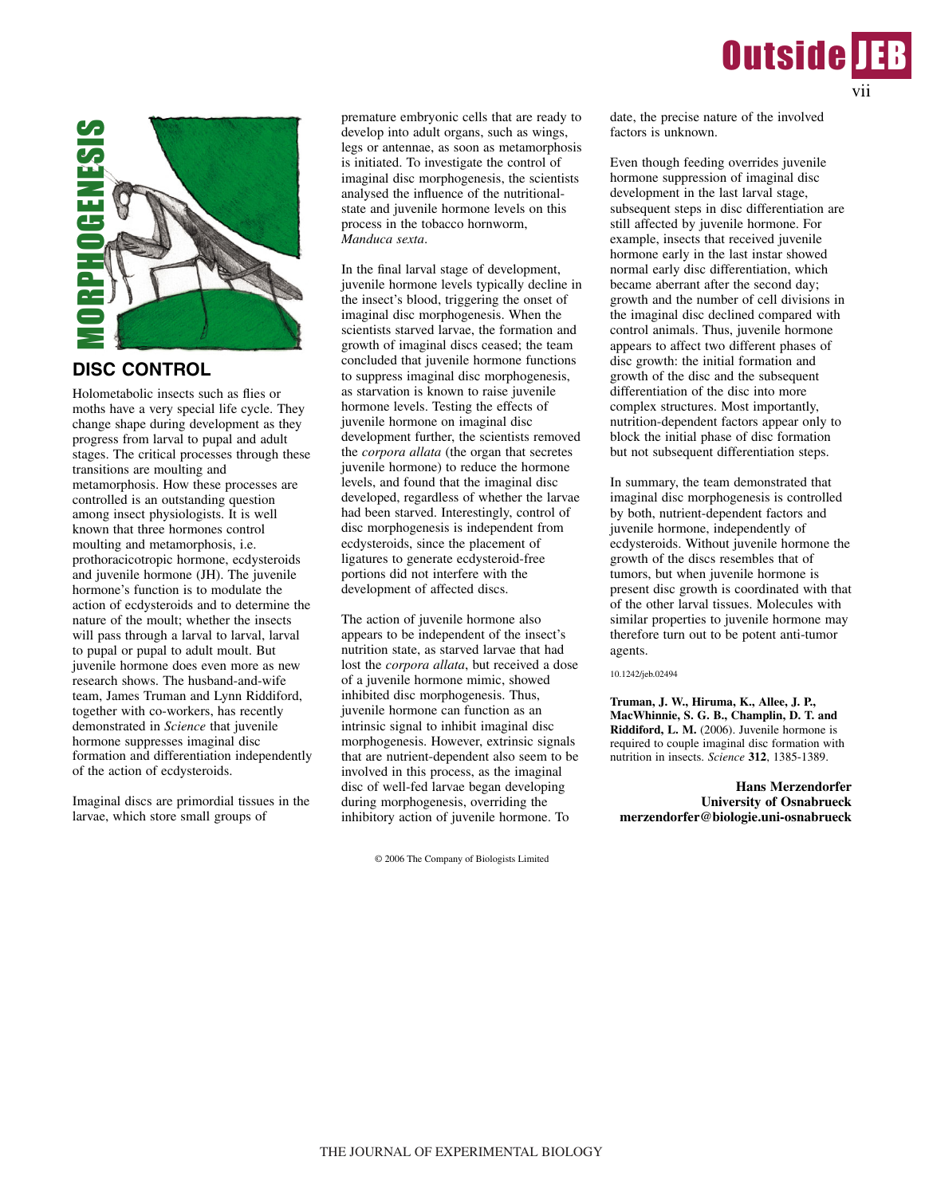MORPHOGENESIS

## DISC CONTROL

Holometabolic insects such as flies or moths have a very special life cycle. They change shape during development as they progress from larval to pupal and adult stages. The critical processes through these transitions are moulting and metamorphosis. How these processes are controlled is an outstanding question among insect physiologists. It is well known that three hormones control moulting and metamorphosis, i.e. prothoracicotropic hormone, ecdysteroids and juvenile hormone (JH). The juvenile hormone's function is to modulate the action of ecdysteroids and to determine the nature of the moult; whether the insects will pass through a larval to larval, larval to pupal or pupal to adult moult. But juvenile hormone does even more as new research shows. The husband-and-wife team, James Truman and Lynn Riddiford, together with co-workers, has recently demonstrated in *Science* that juvenile hormone suppresses imaginal disc formation and differentiation independently of the action of ecdysteroids.

Imaginal discs are primordial tissues in the larvae, which store small groups of premature embryonic cells that are ready to develop into adult organs, such as wings, legs or antennae, as soon as metamorphosis is initiated. To investigate the control of imaginal disc morphogenesis, the scientists analysed the influence of the nutritional-state and juvenile hormone levels on this process in the tobacco hornworm, *Manduca sexta*.

In the final larval stage of development, juvenile hormone levels typically decline in the insect's blood, triggering the onset of imaginal disc morphogenesis. When the scientists starved larvae, the formation and growth of imaginal discs ceased; the team concluded that juvenile hormone functions to suppress imaginal disc morphogenesis, as starvation is known to raise juvenile hormone levels. Testing the effects of juvenile hormone on imaginal disc development further, the scientists removed the *corpora allata* (the organ that secretes juvenile hormone) to reduce the hormone levels, and found that the imaginal disc developed, regardless of whether the larvae had been starved. Interestingly, control of disc morphogenesis is independent from ecdysteroids, since the placement of ligatures to generate ecdysteroid-free portions did not interfere with the development of affected discs.

The action of juvenile hormone also appears to be independent of the insect's nutrition state, as starved larvae that had lost the *corpora allata*, but received a dose of a juvenile hormone mimic, showed inhibited disc morphogenesis. Thus, juvenile hormone can function as an intrinsic signal to inhibit imaginal disc morphogenesis. However, extrinsic signals that are nutrient-dependent also seem to be involved in this process, as the imaginal disc of well-fed larvae began developing during morphogenesis, overriding the inhibitory action of juvenile hormone. To date, the precise nature of the involved factors is unknown.

Even though feeding overrides juvenile hormone suppression of imaginal disc development in the last larval stage, subsequent steps in disc differentiation are still affected by juvenile hormone. For example, insects that received juvenile hormone early in the last instar showed normal early disc differentiation, which became aberrant after the second day; growth and the number of cell divisions in the imaginal disc declined compared with control animals. Thus, juvenile hormone appears to affect two different phases of disc growth: the initial formation and growth of the disc and the subsequent differentiation of the disc into more complex structures. Most importantly, nutrition-dependent factors appear only to block the initial phase of disc formation but not subsequent differentiation steps.

In summary, the team demonstrated that imaginal disc morphogenesis is controlled by both, nutrient-dependent factors and juvenile hormone, independently of ecdysteroids. Without juvenile hormone the growth of the discs resembles that of tumors, but when juvenile hormone is present disc growth is coordinated with that of the other larval tissues. Molecules with similar properties to juvenile hormone may therefore turn out to be potent anti-tumor agents.

10.1242/jeb.02494

**Truman, J. W., Hiruma, K., Allee, J. P., MacWhinnie, S. G. B., Champlin, D. T. and Riddiford, L. M.** (2006). Juvenile hormone is required to couple imaginal disc formation with nutrition in insects. *Science* **312**, 1385-1389.

**Hans Merzendorfer**
**University of Osnabrueck**
**merzendorfer@biologie.uni-osnabrueck**

© 2006 The Company of Biologists Limited